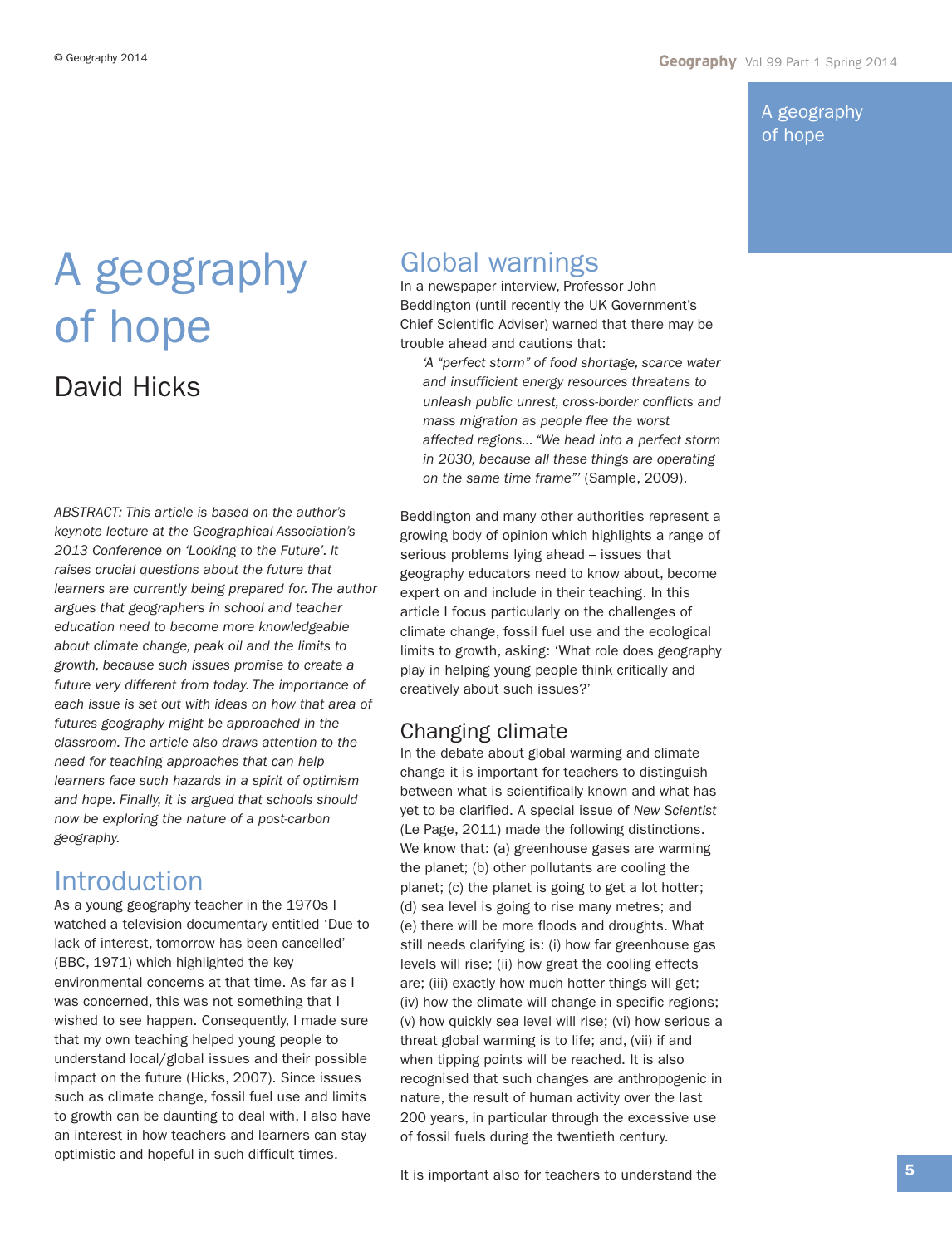# A geography of hope

## David Hicks

*ABSTRACT: This article is based on the author's keynote lecture at the Geographical Association's 2013 Conference on 'Looking to the Future'. It raises crucial questions about the future that learners are currently being prepared for. The author argues that geographers in school and teacher education need to become more knowledgeable about climate change, peak oil and the limits to growth, because such issues promise to create a future very different from today. The importance of each issue is set out with ideas on how that area of futures geography might be approached in the classroom. The article also draws attention to the need for teaching approaches that can help learners face such hazards in a spirit of optimism and hope. Finally, it is argued that schools should now be exploring the nature of a post-carbon geography.*

## Introduction

As a young geography teacher in the 1970s I watched a television documentary entitled 'Due to lack of interest, tomorrow has been cancelled' (BBC, 1971) which highlighted the key environmental concerns at that time. As far as I was concerned, this was not something that I wished to see happen. Consequently, I made sure that my own teaching helped young people to understand local/global issues and their possible impact on the future (Hicks, 2007). Since issues such as climate change, fossil fuel use and limits to growth can be daunting to deal with, I also have an interest in how teachers and learners can stay optimistic and hopeful in such difficult times.

## Global warnings

In a newspaper interview, Professor John Beddington (until recently the UK Government's Chief Scientific Adviser) warned that there may be trouble ahead and cautions that:

> *'A "perfect storm" of food shortage, scarce water and insufficient energy resources threatens to unleash public unrest, cross-border conflicts and mass migration as people flee the worst affected regions... "We head into a perfect storm in 2030, because all these things are operating on the same time frame"'* (Sample, 2009).

Beddington and many other authorities represent a growing body of opinion which highlights a range of serious problems lying ahead – issues that geography educators need to know about, become expert on and include in their teaching. In this article I focus particularly on the challenges of climate change, fossil fuel use and the ecological limits to growth, asking: 'What role does geography play in helping young people think critically and creatively about such issues?'

## Changing climate

In the debate about global warming and climate change it is important for teachers to distinguish between what is scientifically known and what has yet to be clarified. A special issue of *New Scientist* (Le Page, 2011) made the following distinctions. We know that: (a) greenhouse gases are warming the planet; (b) other pollutants are cooling the planet; (c) the planet is going to get a lot hotter; (d) sea level is going to rise many metres; and (e) there will be more floods and droughts. What still needs clarifying is: (i) how far greenhouse gas levels will rise; (ii) how great the cooling effects are; (iii) exactly how much hotter things will get; (iv) how the climate will change in specific regions; (v) how quickly sea level will rise; (vi) how serious a threat global warming is to life; and, (vii) if and when tipping points will be reached. It is also recognised that such changes are anthropogenic in nature, the result of human activity over the last 200 years, in particular through the excessive use of fossil fuels during the twentieth century.

It is important also for teachers to understand the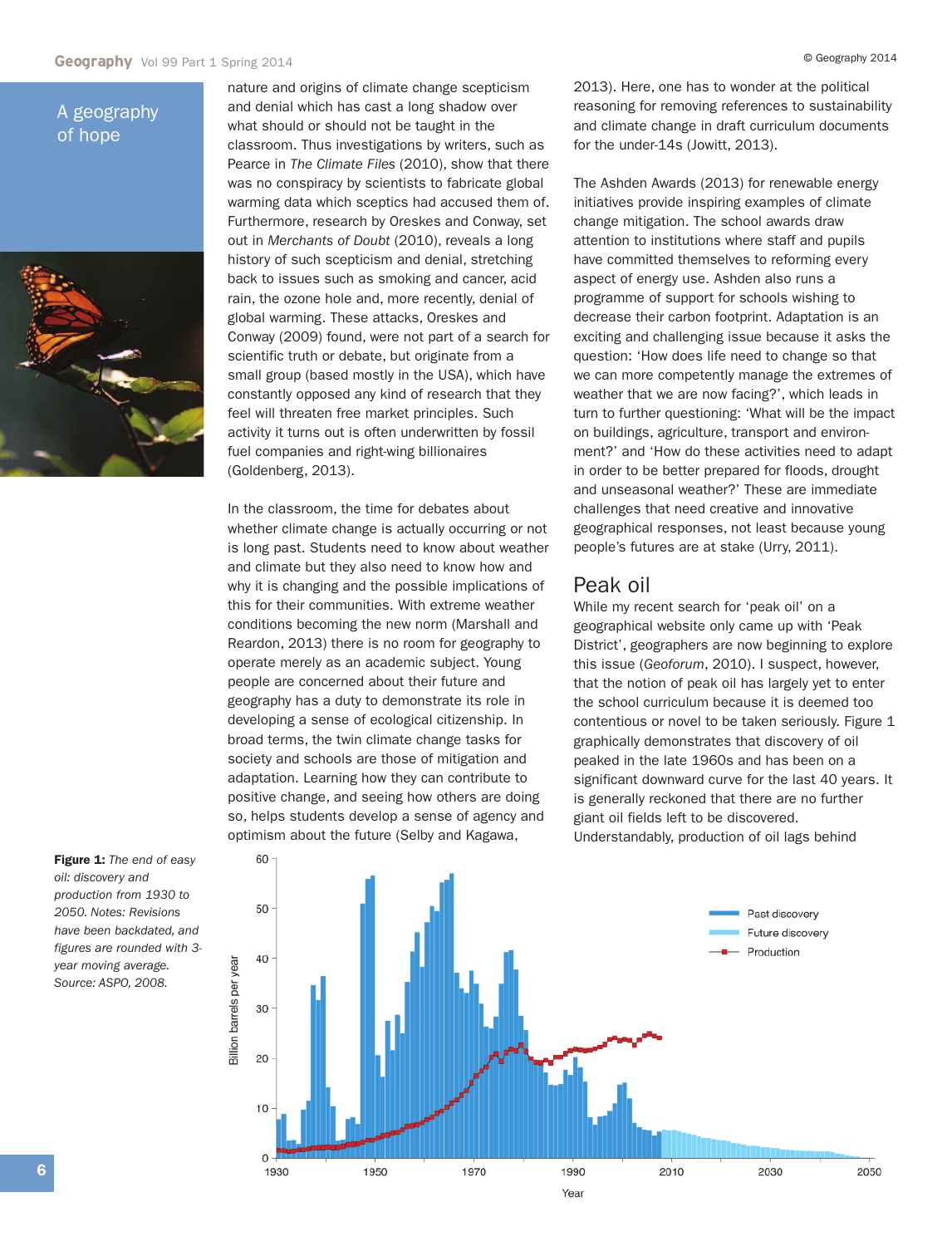## A geography of hope

nature and origins of climate change scepticism and denial which has cast a long shadow over what should or should not be taught in the classroom. Thus investigations by writers, such as Pearce in *The Climate Files* (2010), show that there was no conspiracy by scientists to fabricate global warming data which sceptics had accused them of. Furthermore, research by Oreskes and Conway, set out in *Merchants of Doubt* (2010), reveals a long history of such scepticism and denial, stretching back to issues such as smoking and cancer, acid rain, the ozone hole and, more recently, denial of global warming. These attacks, Oreskes and Conway (2009) found, were not part of a search for scientific truth or debate, but originate from a small group (based mostly in the USA), which have constantly opposed any kind of research that they feel will threaten free market principles. Such activity it turns out is often underwritten by fossil fuel companies and right-wing billionaires (Goldenberg, 2013).

In the classroom, the time for debates about whether climate change is actually occurring or not is long past. Students need to know about weather and climate but they also need to know how and why it is changing and the possible implications of this for their communities. With extreme weather conditions becoming the new norm (Marshall and Reardon, 2013) there is no room for geography to operate merely as an academic subject. Young people are concerned about their future and geography has a duty to demonstrate its role in developing a sense of ecological citizenship. In broad terms, the twin climate change tasks for society and schools are those of mitigation and adaptation. Learning how they can contribute to positive change, and seeing how others are doing so, helps students develop a sense of agency and optimism about the future (Selby and Kagawa, 2013). Here, one has to wonder at the political reasoning for removing references to sustainability and climate change in draft curriculum documents for the under-14s (Jowitt, 2013).

The Ashden Awards (2013) for renewable energy initiatives provide inspiring examples of climate change mitigation. The school awards draw attention to institutions where staff and pupils have committed themselves to reforming every aspect of energy use. Ashden also runs a programme of support for schools wishing to decrease their carbon footprint. Adaptation is an exciting and challenging issue because it asks the question: 'How does life need to change so that we can more competently manage the extremes of weather that we are now facing?', which leads in turn to further questioning: 'What will be the impact on buildings, agriculture, transport and environment?' and 'How do these activities need to adapt in order to be better prepared for floods, drought and unseasonal weather?' These are immediate challenges that need creative and innovative geographical responses, not least because young people's futures are at stake (Urry, 2011).

### Peak oil

While my recent search for 'peak oil' on a geographical website only came up with 'Peak District', geographers are now beginning to explore this issue (*Geoforum*, 2010). I suspect, however, that the notion of peak oil has largely yet to enter the school curriculum because it is deemed too contentious or novel to be taken seriously. Figure 1 graphically demonstrates that discovery of oil peaked in the late 1960s and has been on a significant downward curve for the last 40 years. It is generally reckoned that there are no further giant oil fields left to be discovered. Understandably, production of oil lags behind

**Figure 1:** *The end of easy oil: discovery and production from 1930 to 2050. Notes: Revisions have been backdated, and figures are rounded with 3-year moving average. Source: ASPO, 2008.*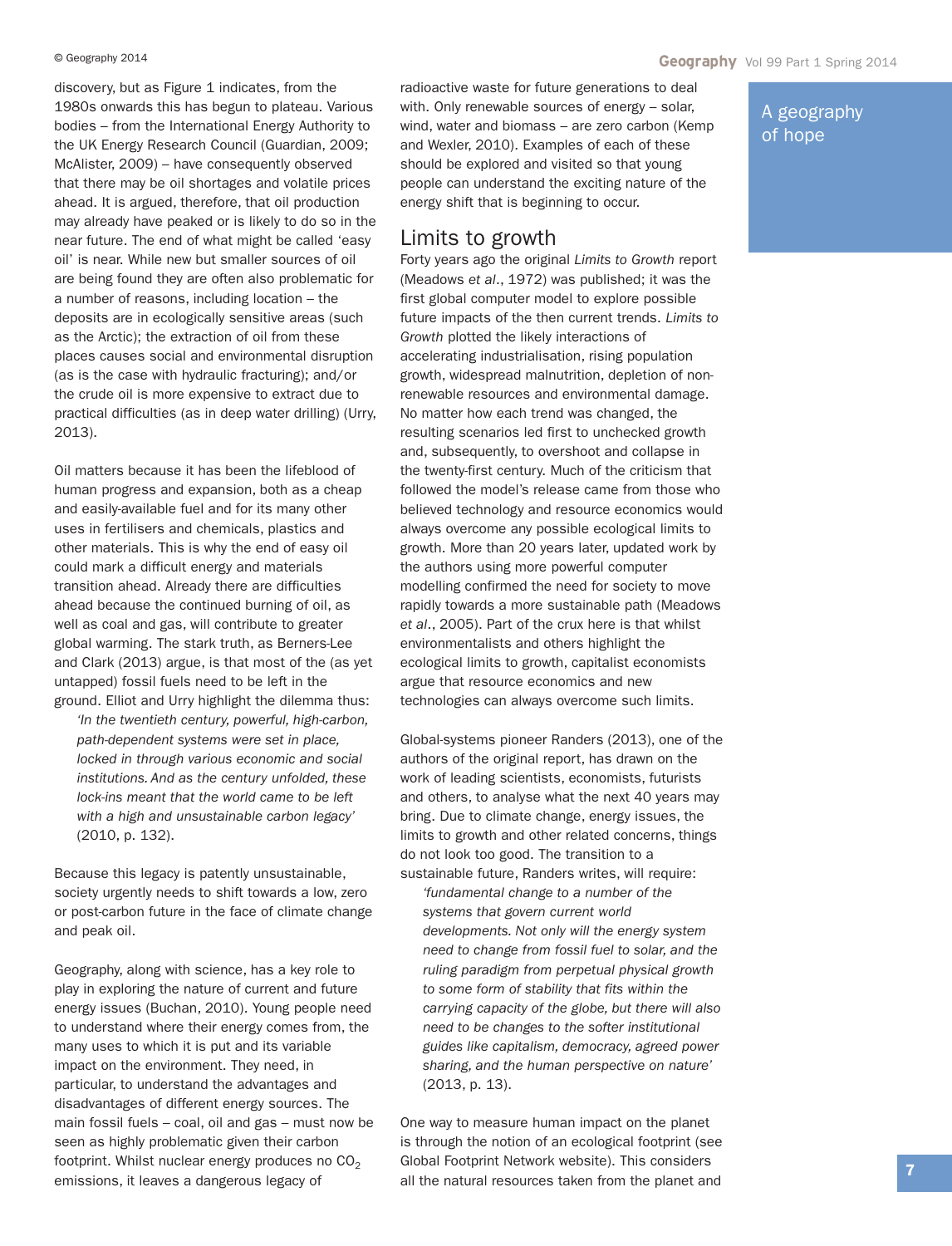discovery, but as Figure 1 indicates, from the 1980s onwards this has begun to plateau. Various bodies – from the International Energy Authority to the UK Energy Research Council (Guardian, 2009; McAlister, 2009) – have consequently observed that there may be oil shortages and volatile prices ahead. It is argued, therefore, that oil production may already have peaked or is likely to do so in the near future. The end of what might be called 'easy oil' is near. While new but smaller sources of oil are being found they are often also problematic for a number of reasons, including location – the deposits are in ecologically sensitive areas (such as the Arctic); the extraction of oil from these places causes social and environmental disruption (as is the case with hydraulic fracturing); and/or the crude oil is more expensive to extract due to practical difficulties (as in deep water drilling) (Urry, 2013).

Oil matters because it has been the lifeblood of human progress and expansion, both as a cheap and easily-available fuel and for its many other uses in fertilisers and chemicals, plastics and other materials. This is why the end of easy oil could mark a difficult energy and materials transition ahead. Already there are difficulties ahead because the continued burning of oil, as well as coal and gas, will contribute to greater global warming. The stark truth, as Berners-Lee and Clark (2013) argue, is that most of the (as yet untapped) fossil fuels need to be left in the ground. Elliot and Urry highlight the dilemma thus:

> *'In the twentieth century, powerful, high-carbon, path-dependent systems were set in place, locked in through various economic and social institutions. And as the century unfolded, these lock-ins meant that the world came to be left with a high and unsustainable carbon legacy'* (2010, p. 132).

Because this legacy is patently unsustainable, society urgently needs to shift towards a low, zero or post-carbon future in the face of climate change and peak oil.

Geography, along with science, has a key role to play in exploring the nature of current and future energy issues (Buchan, 2010). Young people need to understand where their energy comes from, the many uses to which it is put and its variable impact on the environment. They need, in particular, to understand the advantages and disadvantages of different energy sources. The main fossil fuels – coal, oil and gas – must now be seen as highly problematic given their carbon footprint. Whilst nuclear energy produces no $CO_2$ emissions, it leaves a dangerous legacy of radioactive waste for future generations to deal with. Only renewable sources of energy – solar, wind, water and biomass – are zero carbon (Kemp and Wexler, 2010). Examples of each of these should be explored and visited so that young people can understand the exciting nature of the energy shift that is beginning to occur.

## Limits to growth

Forty years ago the original *Limits to Growth* report (Meadows *et al*., 1972) was published; it was the first global computer model to explore possible future impacts of the then current trends. *Limits to Growth* plotted the likely interactions of accelerating industrialisation, rising population growth, widespread malnutrition, depletion of non-renewable resources and environmental damage. No matter how each trend was changed, the resulting scenarios led first to unchecked growth and, subsequently, to overshoot and collapse in the twenty-first century. Much of the criticism that followed the model's release came from those who believed technology and resource economics would always overcome any possible ecological limits to growth. More than 20 years later, updated work by the authors using more powerful computer modelling confirmed the need for society to move rapidly towards a more sustainable path (Meadows *et al*., 2005). Part of the crux here is that whilst environmentalists and others highlight the ecological limits to growth, capitalist economists argue that resource economics and new technologies can always overcome such limits.

Global-systems pioneer Randers (2013), one of the authors of the original report, has drawn on the work of leading scientists, economists, futurists and others, to analyse what the next 40 years may bring. Due to climate change, energy issues, the limits to growth and other related concerns, things do not look too good. The transition to a sustainable future, Randers writes, will require:

> *'fundamental change to a number of the systems that govern current world developments. Not only will the energy system need to change from fossil fuel to solar, and the ruling paradigm from perpetual physical growth to some form of stability that fits within the carrying capacity of the globe, but there will also need to be changes to the softer institutional guides like capitalism, democracy, agreed power sharing, and the human perspective on nature'* (2013, p. 13).

One way to measure human impact on the planet is through the notion of an ecological footprint (see Global Footprint Network website). This considers all the natural resources taken from the planet and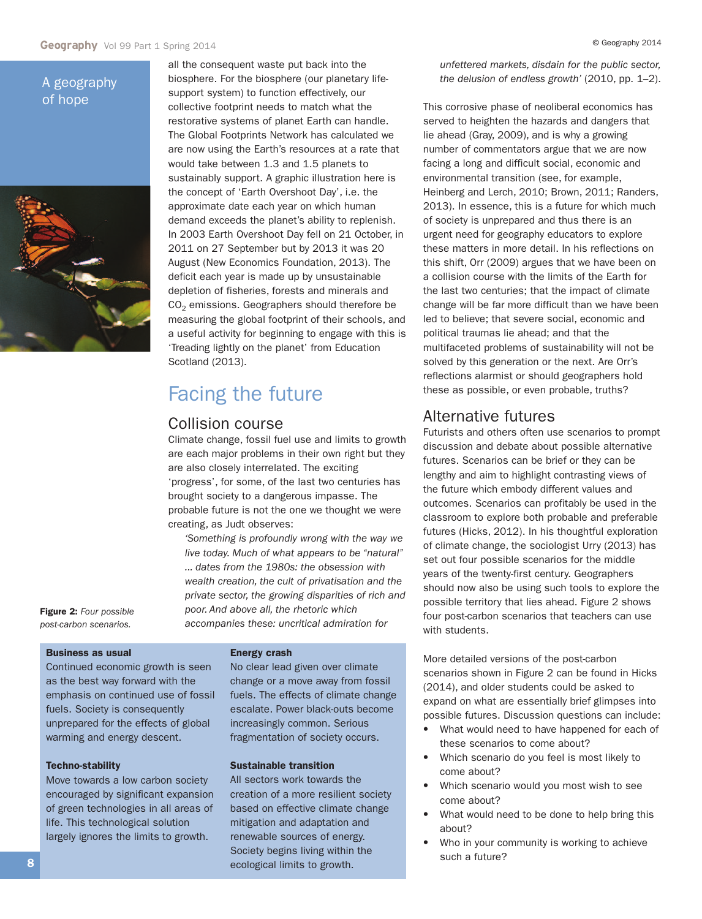all the consequent waste put back into the biosphere. For the biosphere (our planetary life-support system) to function effectively, our collective footprint needs to match what the restorative systems of planet Earth can handle. The Global Footprints Network has calculated we are now using the Earth's resources at a rate that would take between 1.3 and 1.5 planets to sustainably support. A graphic illustration here is the concept of 'Earth Overshoot Day', i.e. the approximate date each year on which human demand exceeds the planet's ability to replenish. In 2003 Earth Overshoot Day fell on 21 October, in 2011 on 27 September but by 2013 it was 20 August (New Economics Foundation, 2013). The deficit each year is made up by unsustainable depletion of fisheries, forests and minerals and $CO_2$ emissions. Geographers should therefore be measuring the global footprint of their schools, and a useful activity for beginning to engage with this is 'Treading lightly on the planet' from Education Scotland (2013).

## Facing the future

### Collision course

Climate change, fossil fuel use and limits to growth are each major problems in their own right but they are also closely interrelated. The exciting 'progress', for some, of the last two centuries has brought society to a dangerous impasse. The probable future is not the one we thought we were creating, as Judt observes:

> *'Something is profoundly wrong with the way we live today. Much of what appears to be "natural" ... dates from the 1980s: the obsession with wealth creation, the cult of privatisation and the private sector, the growing disparities of rich and poor. And above all, the rhetoric which accompanies these: uncritical admiration for unfettered markets, disdain for the public sector, the delusion of endless growth'* (2010, pp. 1–2).

This corrosive phase of neoliberal economics has served to heighten the hazards and dangers that lie ahead (Gray, 2009), and is why a growing number of commentators argue that we are now facing a long and difficult social, economic and environmental transition (see, for example, Heinberg and Lerch, 2010; Brown, 2011; Randers, 2013). In essence, this is a future for which much of society is unprepared and thus there is an urgent need for geography educators to explore these matters in more detail. In his reflections on this shift, Orr (2009) argues that we have been on a collision course with the limits of the Earth for the last two centuries; that the impact of climate change will be far more difficult than we have been led to believe; that severe social, economic and political traumas lie ahead; and that the multifaceted problems of sustainability will not be solved by this generation or the next. Are Orr's reflections alarmist or should geographers hold these as possible, or even probable, truths?

### Alternative futures

Futurists and others often use scenarios to prompt discussion and debate about possible alternative futures. Scenarios can be brief or they can be lengthy and aim to highlight contrasting views of the future which embody different values and outcomes. Scenarios can profitably be used in the classroom to explore both probable and preferable futures (Hicks, 2012). In his thoughtful exploration of climate change, the sociologist Urry (2013) has set out four possible scenarios for the middle years of the twenty-first century. Geographers should now also be using such tools to explore the possible territory that lies ahead. Figure 2 shows four post-carbon scenarios that teachers can use with students.

More detailed versions of the post-carbon scenarios shown in Figure 2 can be found in Hicks (2014), and older students could be asked to expand on what are essentially brief glimpses into possible futures. Discussion questions can include:

- What would need to have happened for each of these scenarios to come about?
- Which scenario do you feel is most likely to come about?
- Which scenario would you most wish to see come about?
- What would need to be done to help bring this about?
- Who in your community is working to achieve such a future?

**Figure 2:** *Four possible post-carbon scenarios.*

**Business as usual**
Continued economic growth is seen as the best way forward with the emphasis on continued use of fossil fuels. Society is consequently unprepared for the effects of global warming and energy descent.

**Energy crash**
No clear lead given over climate change or a move away from fossil fuels. The effects of climate change escalate. Power black-outs become increasingly common. Serious fragmentation of society occurs.

**Techno-stability**
Move towards a low carbon society encouraged by significant expansion of green technologies in all areas of life. This technological solution largely ignores the limits to growth.

**Sustainable transition**
All sectors work towards the creation of a more resilient society based on effective climate change mitigation and adaptation and renewable sources of energy. Society begins living within the ecological limits to growth.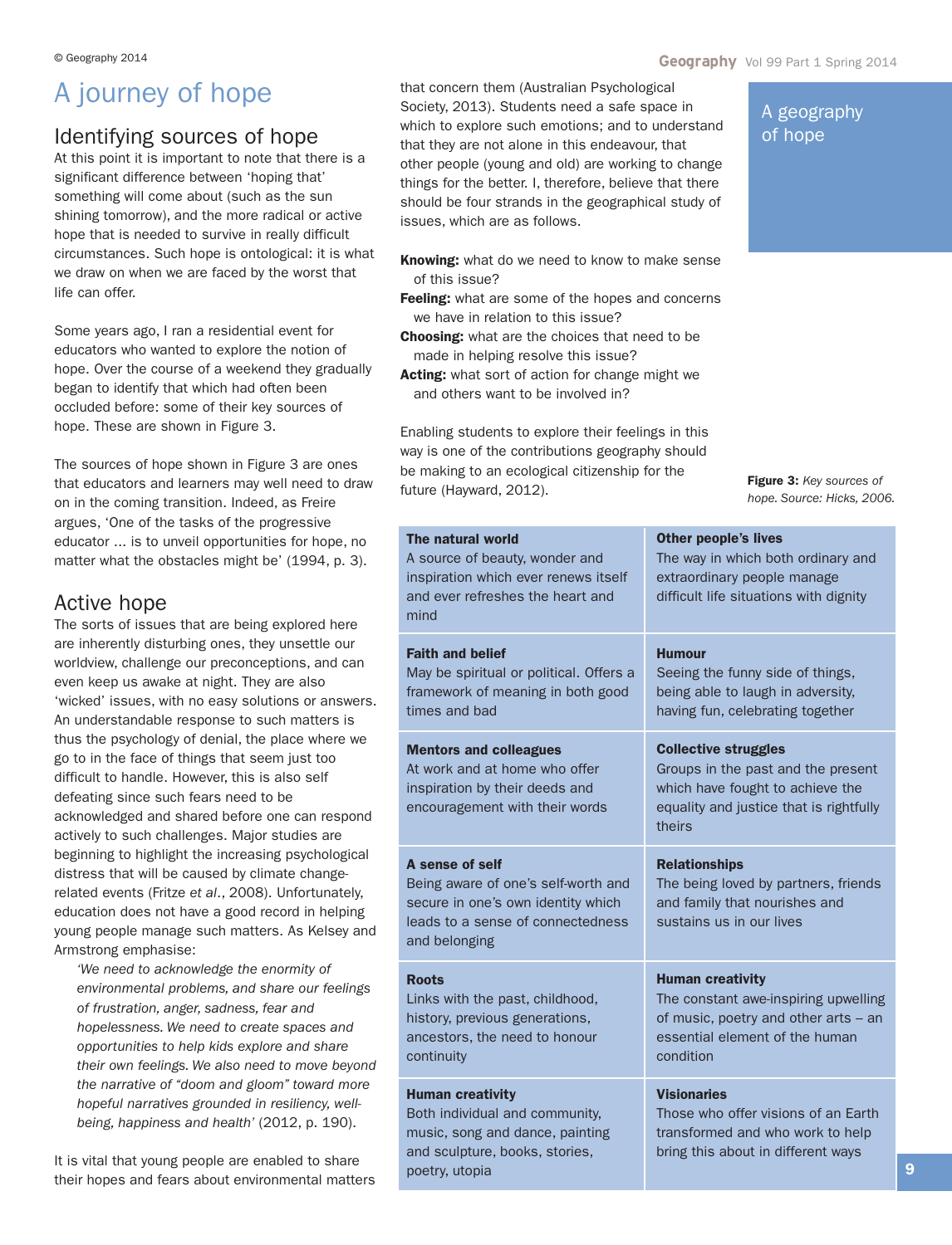# A journey of hope

## Identifying sources of hope

At this point it is important to note that there is a significant difference between 'hoping that' something will come about (such as the sun shining tomorrow), and the more radical or active hope that is needed to survive in really difficult circumstances. Such hope is ontological: it is what we draw on when we are faced by the worst that life can offer.

Some years ago, I ran a residential event for educators who wanted to explore the notion of hope. Over the course of a weekend they gradually began to identify that which had often been occluded before: some of their key sources of hope. These are shown in Figure 3.

The sources of hope shown in Figure 3 are ones that educators and learners may well need to draw on in the coming transition. Indeed, as Freire argues, 'One of the tasks of the progressive educator … is to unveil opportunities for hope, no matter what the obstacles might be' (1994, p. 3).

## Active hope

The sorts of issues that are being explored here are inherently disturbing ones, they unsettle our worldview, challenge our preconceptions, and can even keep us awake at night. They are also 'wicked' issues, with no easy solutions or answers. An understandable response to such matters is thus the psychology of denial, the place where we go to in the face of things that seem just too difficult to handle. However, this is also self defeating since such fears need to be acknowledged and shared before one can respond actively to such challenges. Major studies are beginning to highlight the increasing psychological distress that will be caused by climate change-related events (Fritze *et al*., 2008). Unfortunately, education does not have a good record in helping young people manage such matters. As Kelsey and Armstrong emphasise:

> *'We need to acknowledge the enormity of environmental problems, and share our feelings of frustration, anger, sadness, fear and hopelessness. We need to create spaces and opportunities to help kids explore and share their own feelings. We also need to move beyond the narrative of "doom and gloom" toward more hopeful narratives grounded in resiliency, well-being, happiness and health'* (2012, p. 190).

It is vital that young people are enabled to share their hopes and fears about environmental matters that concern them (Australian Psychological Society, 2013). Students need a safe space in which to explore such emotions; and to understand that they are not alone in this endeavour, that other people (young and old) are working to change things for the better. I, therefore, believe that there should be four strands in the geographical study of issues, which are as follows.

**Knowing:** what do we need to know to make sense of this issue?
**Feeling:** what are some of the hopes and concerns we have in relation to this issue?
**Choosing:** what are the choices that need to be made in helping resolve this issue?
**Acting:** what sort of action for change might we and others want to be involved in?

Enabling students to explore their feelings in this way is one of the contributions geography should be making to an ecological citizenship for the future (Hayward, 2012).

## A geography of hope

**Figure 3:** *Key sources of hope. Source: Hicks, 2006.*

| | |
|---|---|
| **The natural world** A source of beauty, wonder and inspiration which ever renews itself and ever refreshes the heart and mind | **Other people's lives** The way in which both ordinary and extraordinary people manage difficult life situations with dignity |
| **Faith and belief** May be spiritual or political. Offers a framework of meaning in both good times and bad | **Humour** Seeing the funny side of things, being able to laugh in adversity, having fun, celebrating together |
| **Mentors and colleagues** At work and at home who offer inspiration by their deeds and encouragement with their words | **Collective struggles** Groups in the past and the present which have fought to achieve the equality and justice that is rightfully theirs |
| **A sense of self** Being aware of one's self-worth and secure in one's own identity which leads to a sense of connectedness and belonging | **Relationships** The being loved by partners, friends and family that nourishes and sustains us in our lives |
| **Roots** Links with the past, childhood, history, previous generations, ancestors, the need to honour continuity | **Human creativity** The constant awe-inspiring upwelling of music, poetry and other arts – an essential element of the human condition |
| **Human creativity** Both individual and community, music, song and dance, painting and sculpture, books, stories, poetry, utopia | **Visionaries** Those who offer visions of an Earth transformed and who work to help bring this about in different ways |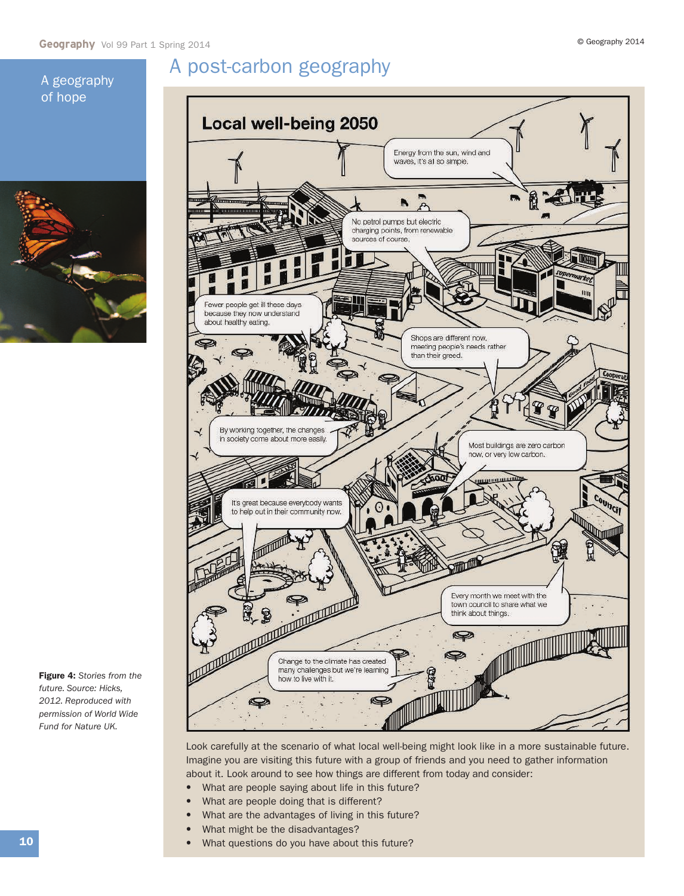# A post-carbon geography

A geography of hope

## Local well-being 2050

Energy from the sun, wind and waves, it's all so simple.

No petrol pumps but electric charging points, from renewable sources of course.

Fewer people get ill these days because they now understand about healthy eating.

Shops are different now, meeting people's needs rather than their greed.

By working together, the changes in society come about more easily.

Most buildings are zero carbon now, or very low carbon.

It's great because everybody wants to help out in their community now.

Every month we meet with the town council to share what we think about things.

Change to the climate has created many challenges but we're learning how to live with it.

**Figure 4:** *Stories from the future. Source: Hicks, 2012. Reproduced with permission of World Wide Fund for Nature UK.*

Look carefully at the scenario of what local well-being might look like in a more sustainable future. Imagine you are visiting this future with a group of friends and you need to gather information about it. Look around to see how things are different from today and consider:

- What are people saying about life in this future?
- What are people doing that is different?
- What are the advantages of living in this future?
- What might be the disadvantages?
- What questions do you have about this future?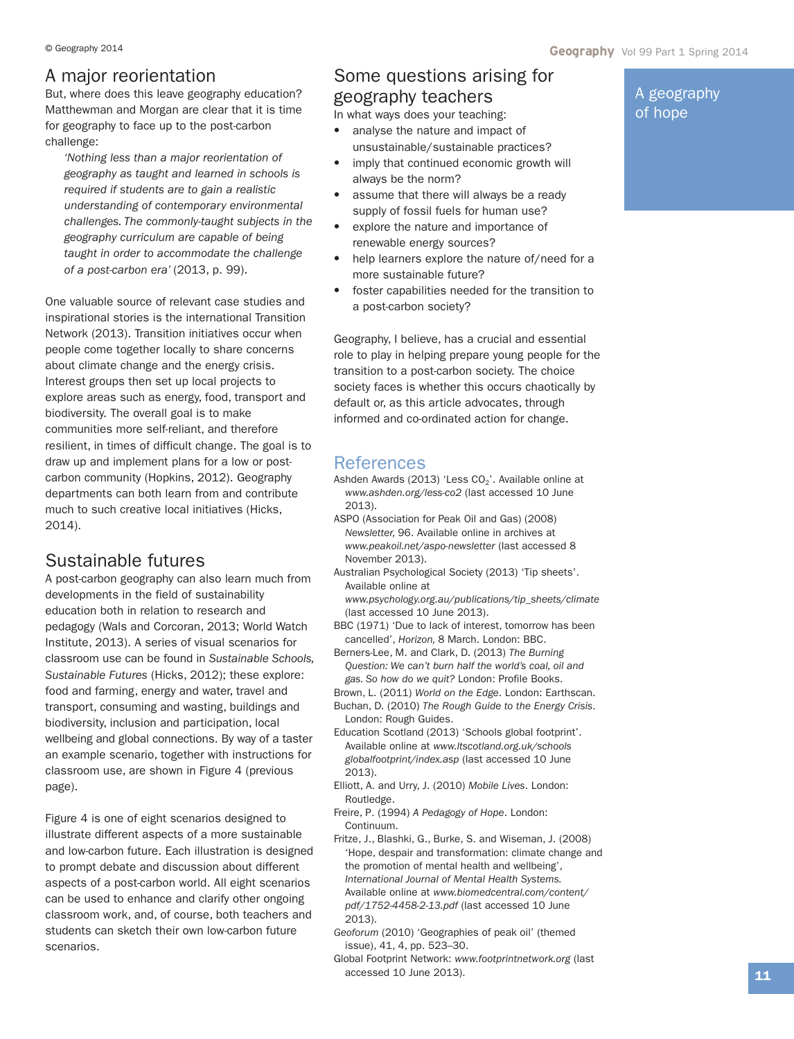## A major reorientation

But, where does this leave geography education? Matthewman and Morgan are clear that it is time for geography to face up to the post-carbon challenge:

> *'Nothing less than a major reorientation of geography as taught and learned in schools is required if students are to gain a realistic understanding of contemporary environmental challenges. The commonly-taught subjects in the geography curriculum are capable of being taught in order to accommodate the challenge of a post-carbon era'* (2013, p. 99).

One valuable source of relevant case studies and inspirational stories is the international Transition Network (2013). Transition initiatives occur when people come together locally to share concerns about climate change and the energy crisis. Interest groups then set up local projects to explore areas such as energy, food, transport and biodiversity. The overall goal is to make communities more self-reliant, and therefore resilient, in times of difficult change. The goal is to draw up and implement plans for a low or post-carbon community (Hopkins, 2012). Geography departments can both learn from and contribute much to such creative local initiatives (Hicks, 2014).

## Sustainable futures

A post-carbon geography can also learn much from developments in the field of sustainability education both in relation to research and pedagogy (Wals and Corcoran, 2013; World Watch Institute, 2013). A series of visual scenarios for classroom use can be found in *Sustainable Schools, Sustainable Futures* (Hicks, 2012); these explore: food and farming, energy and water, travel and transport, consuming and wasting, buildings and biodiversity, inclusion and participation, local wellbeing and global connections. By way of a taster an example scenario, together with instructions for classroom use, are shown in Figure 4 (previous page).

Figure 4 is one of eight scenarios designed to illustrate different aspects of a more sustainable and low-carbon future. Each illustration is designed to prompt debate and discussion about different aspects of a post-carbon world. All eight scenarios can be used to enhance and clarify other ongoing classroom work, and, of course, both teachers and students can sketch their own low-carbon future scenarios.

## Some questions arising for geography teachers

In what ways does your teaching:

- analyse the nature and impact of unsustainable/sustainable practices?
- imply that continued economic growth will always be the norm?
- assume that there will always be a ready supply of fossil fuels for human use?
- explore the nature and importance of renewable energy sources?
- help learners explore the nature of/need for a more sustainable future?
- foster capabilities needed for the transition to a post-carbon society?

Geography, I believe, has a crucial and essential role to play in helping prepare young people for the transition to a post-carbon society. The choice society faces is whether this occurs chaotically by default or, as this article advocates, through informed and co-ordinated action for change.

## References

Ashden Awards (2013) 'Less $CO_2$'. Available online at *www.ashden.org/less-co2* (last accessed 10 June 2013).

ASPO (Association for Peak Oil and Gas) (2008) *Newsletter,* 96. Available online in archives at *www.peakoil.net/aspo-newsletter* (last accessed 8 November 2013).

Australian Psychological Society (2013) 'Tip sheets'. Available online at *www.psychology.org.au/publications/tip_sheets/climate* (last accessed 10 June 2013).

BBC (1971) 'Due to lack of interest, tomorrow has been cancelled', *Horizon,* 8 March. London: BBC.

Berners-Lee, M. and Clark, D. (2013) *The Burning Question: We can't burn half the world's coal, oil and gas. So how do we quit?* London: Profile Books.

Brown, L. (2011) *World on the Edge*. London: Earthscan.

Buchan, D. (2010) *The Rough Guide to the Energy Crisis*. London: Rough Guides.

Education Scotland (2013) 'Schools global footprint'. Available online at *www.ltscotland.org.uk/schools globalfootprint/index.asp* (last accessed 10 June 2013).

Elliott, A. and Urry, J. (2010) *Mobile Lives*. London: Routledge.

Freire, P. (1994) *A Pedagogy of Hope*. London: Continuum.

Fritze, J., Blashki, G., Burke, S. and Wiseman, J. (2008) 'Hope, despair and transformation: climate change and the promotion of mental health and wellbeing', *International Journal of Mental Health Systems.* Available online at *www.biomedcentral.com/content/pdf/1752-4458-2-13.pdf* (last accessed 10 June 2013).

*Geoforum* (2010) 'Geographies of peak oil' (themed issue), 41, 4, pp. 523–30.

Global Footprint Network: *www.footprintnetwork.org* (last accessed 10 June 2013).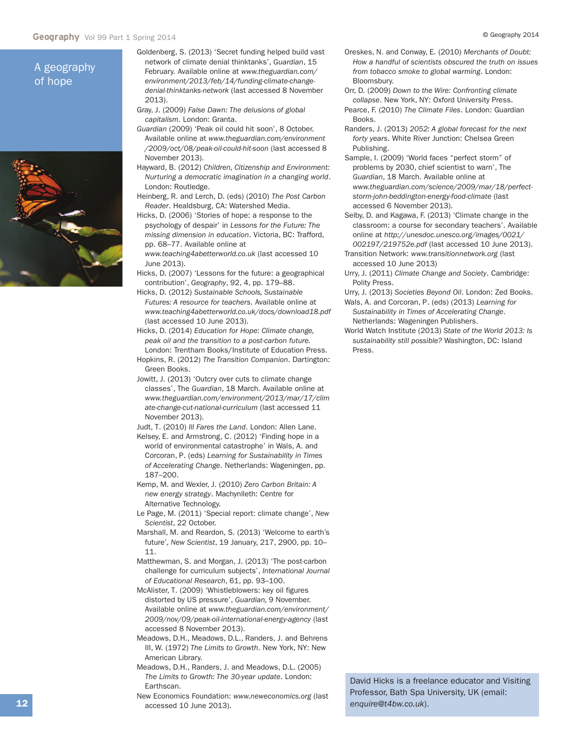Goldenberg, S. (2013) 'Secret funding helped build vast network of climate denial thinktanks', *Guardian*, 15 February. Available online at *www.theguardian.com/environment/2013/feb/14/funding-climate-change-denial-thinktanks-network* (last accessed 8 November 2013).

Gray, J. (2009) *False Dawn: The delusions of global capitalism*. London: Granta.

*Guardian* (2009) 'Peak oil could hit soon', 8 October. Available online at *www.theguardian.com/environment/2009/oct/08/peak-oil-could-hit-soon* (last accessed 8 November 2013).

Hayward, B. (2012) *Children, Citizenship and Environment: Nurturing a democratic imagination in a changing world*. London: Routledge.

Heinberg, R. and Lerch, D. (eds) (2010) *The Post Carbon Reader*. Healdsburg, CA: Watershed Media.

Hicks, D. (2006) 'Stories of hope: a response to the psychology of despair' in *Lessons for the Future: The missing dimension in education*. Victoria, BC: Trafford, pp. 68–77. Available online at *www.teaching4abetterworld.co.uk* (last accessed 10 June 2013).

Hicks, D. (2007) 'Lessons for the future: a geographical contribution', *Geography*, 92, 4, pp. 179–88.

Hicks, D. (2012) *Sustainable Schools, Sustainable Futures: A resource for teachers*. Available online at *www.teaching4abetterworld.co.uk/docs/download18.pdf* (last accessed 10 June 2013).

Hicks, D. (2014) *Education for Hope: Climate change, peak oil and the transition to a post-carbon future*. London: Trentham Books/Institute of Education Press.

Hopkins, R. (2012) *The Transition Companion*. Dartington: Green Books.

Jowitt, J. (2013) 'Outcry over cuts to climate change classes', The *Guardian*, 18 March. Available online at *www.theguardian.com/environment/2013/mar/17/climate-change-cut-national-curriculum* (last accessed 11 November 2013).

Judt, T. (2010) *Ill Fares the Land*. London: Allen Lane.

Kelsey, E. and Armstrong, C. (2012) 'Finding hope in a world of environmental catastrophe' in Wals, A. and Corcoran, P. (eds) *Learning for Sustainability in Times of Accelerating Change*. Netherlands: Wageningen, pp. 187–200.

Kemp, M. and Wexler, J. (2010) *Zero Carbon Britain: A new energy strategy*. Machynlleth: Centre for Alternative Technology.

Le Page, M. (2011) 'Special report: climate change', *New Scientist*, 22 October.

Marshall, M. and Reardon, S. (2013) 'Welcome to earth's future', *New Scientist*, 19 January, 217, 2900, pp. 10–11.

Matthewman, S. and Morgan, J. (2013) 'The post-carbon challenge for curriculum subjects', *International Journal of Educational Research*, 61, pp. 93–100.

McAlister, T. (2009) 'Whistleblowers: key oil figures distorted by US pressure', *Guardian,* 9 November. Available online at *www.theguardian.com/environment/2009/nov/09/peak-oil-international-energy-agency* (last accessed 8 November 2013).

Meadows, D.H., Meadows, D.L., Randers, J. and Behrens III, W. (1972) *The Limits to Growth*. New York, NY: New American Library.

Meadows, D.H., Randers, J. and Meadows, D.L. (2005) *The Limits to Growth: The 30-year update*. London: Earthscan.

New Economics Foundation: *www.neweconomics.org* (last accessed 10 June 2013).

Oreskes, N. and Conway, E. (2010) *Merchants of Doubt: How a handful of scientists obscured the truth on issues from tobacco smoke to global warming*. London: Bloomsbury.

Orr, D. (2009) *Down to the Wire: Confronting climate collapse*. New York, NY: Oxford University Press.

Pearce, F. (2010) *The Climate Files*. London: Guardian Books.

Randers, J. (2013) *2052: A global forecast for the next forty years*. White River Junction: Chelsea Green Publishing.

Sample, I. (2009) 'World faces "perfect storm" of problems by 2030, chief scientist to warn', The *Guardian*, 18 March. Available online at *www.theguardian.com/science/2009/mar/18/perfect-storm-john-beddington-energy-food-climate* (last accessed 6 November 2013).

Selby, D. and Kagawa, F. (2013) 'Climate change in the classroom: a course for secondary teachers'. Available online at *http://unesdoc.unesco.org/images/0021/002197/219752e.pdf* (last accessed 10 June 2013).

Transition Network: *www.transitionnetwork.org* (last accessed 10 June 2013)

Urry, J. (2011) *Climate Change and Society*. Cambridge: Polity Press.

Urry, J. (2013) *Societies Beyond Oil*. London: Zed Books.

Wals, A. and Corcoran, P. (eds) (2013) *Learning for Sustainability in Times of Accelerating Change*. Netherlands: Wageningen Publishers.

World Watch Institute (2013) *State of the World 2013: Is sustainability still possible?* Washington, DC: Island Press.

David Hicks is a freelance educator and Visiting Professor, Bath Spa University, UK (email: *enquire@t4bw.co.uk*).